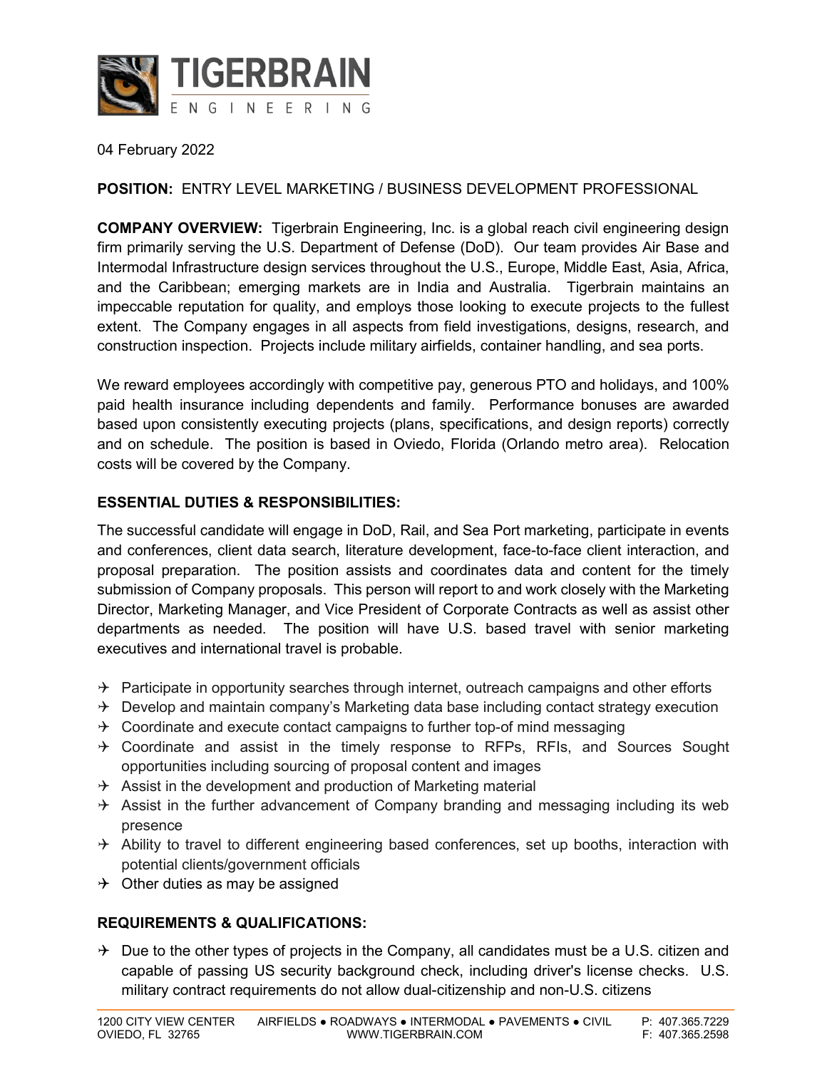# TIGERBRAIN ENGINEERING

04 February 2022

**POSITION:** ENTRY LEVEL MARKETING / BUSINESS DEVELOPMENT PROFESSIONAL

**COMPANY OVERVIEW:** Tigerbrain Engineering, Inc. is a global reach civil engineering design firm primarily serving the U.S. Department of Defense (DoD). Our team provides Air Base and Intermodal Infrastructure design services throughout the U.S., Europe, Middle East, Asia, Africa, and the Caribbean; emerging markets are in India and Australia. Tigerbrain maintains an impeccable reputation for quality, and employs those looking to execute projects to the fullest extent. The Company engages in all aspects from field investigations, designs, research, and construction inspection. Projects include military airfields, container handling, and sea ports.

We reward employees accordingly with competitive pay, generous PTO and holidays, and 100% paid health insurance including dependents and family. Performance bonuses are awarded based upon consistently executing projects (plans, specifications, and design reports) correctly and on schedule. The position is based in Oviedo, Florida (Orlando metro area). Relocation costs will be covered by the Company.

### ESSENTIAL DUTIES & RESPONSIBILITIES:

The successful candidate will engage in DoD, Rail, and Sea Port marketing, participate in events and conferences, client data search, literature development, face-to-face client interaction, and proposal preparation. The position assists and coordinates data and content for the timely submission of Company proposals. This person will report to and work closely with the Marketing Director, Marketing Manager, and Vice President of Corporate Contracts as well as assist other departments as needed. The position will have U.S. based travel with senior marketing executives and international travel is probable.

- Participate in opportunity searches through internet, outreach campaigns and other efforts
- Develop and maintain company's Marketing data base including contact strategy execution
- Coordinate and execute contact campaigns to further top-of mind messaging
- Coordinate and assist in the timely response to RFPs, RFIs, and Sources Sought opportunities including sourcing of proposal content and images
- Assist in the development and production of Marketing material
- Assist in the further advancement of Company branding and messaging including its web presence
- Ability to travel to different engineering based conferences, set up booths, interaction with potential clients/government officials
- Other duties as may be assigned

### REQUIREMENTS & QUALIFICATIONS:

- Due to the other types of projects in the Company, all candidates must be a U.S. citizen and capable of passing US security background check, including driver's license checks. U.S. military contract requirements do not allow dual-citizenship and non-U.S. citizens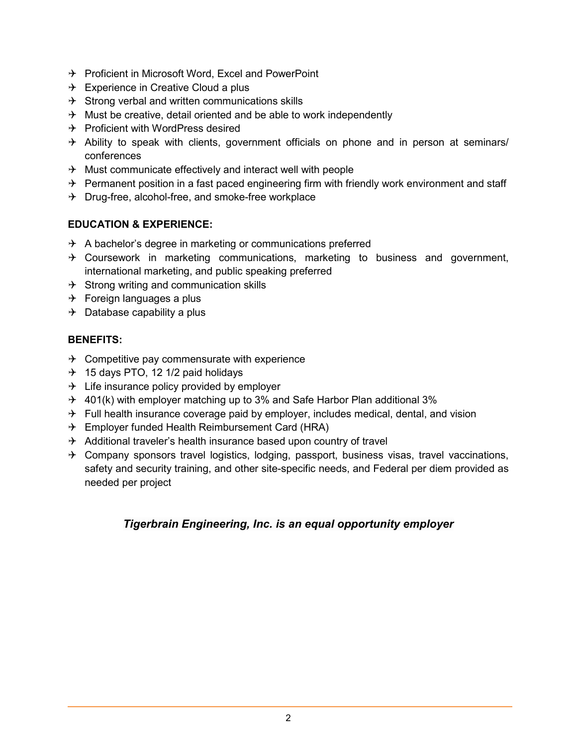- Proficient in Microsoft Word, Excel and PowerPoint
- Experience in Creative Cloud a plus
- Strong verbal and written communications skills
- Must be creative, detail oriented and be able to work independently
- Proficient with WordPress desired
- Ability to speak with clients, government officials on phone and in person at seminars/ conferences
- Must communicate effectively and interact well with people
- Permanent position in a fast paced engineering firm with friendly work environment and staff
- Drug-free, alcohol-free, and smoke-free workplace

**EDUCATION & EXPERIENCE:**

- A bachelor's degree in marketing or communications preferred
- Coursework in marketing communications, marketing to business and government, international marketing, and public speaking preferred
- Strong writing and communication skills
- Foreign languages a plus
- Database capability a plus

**BENEFITS:**

- Competitive pay commensurate with experience
- 15 days PTO, 12 1/2 paid holidays
- Life insurance policy provided by employer
- 401(k) with employer matching up to 3% and Safe Harbor Plan additional 3%
- Full health insurance coverage paid by employer, includes medical, dental, and vision
- Employer funded Health Reimbursement Card (HRA)
- Additional traveler's health insurance based upon country of travel
- Company sponsors travel logistics, lodging, passport, business visas, travel vaccinations, safety and security training, and other site-specific needs, and Federal per diem provided as needed per project

***Tigerbrain Engineering, Inc. is an equal opportunity employer***